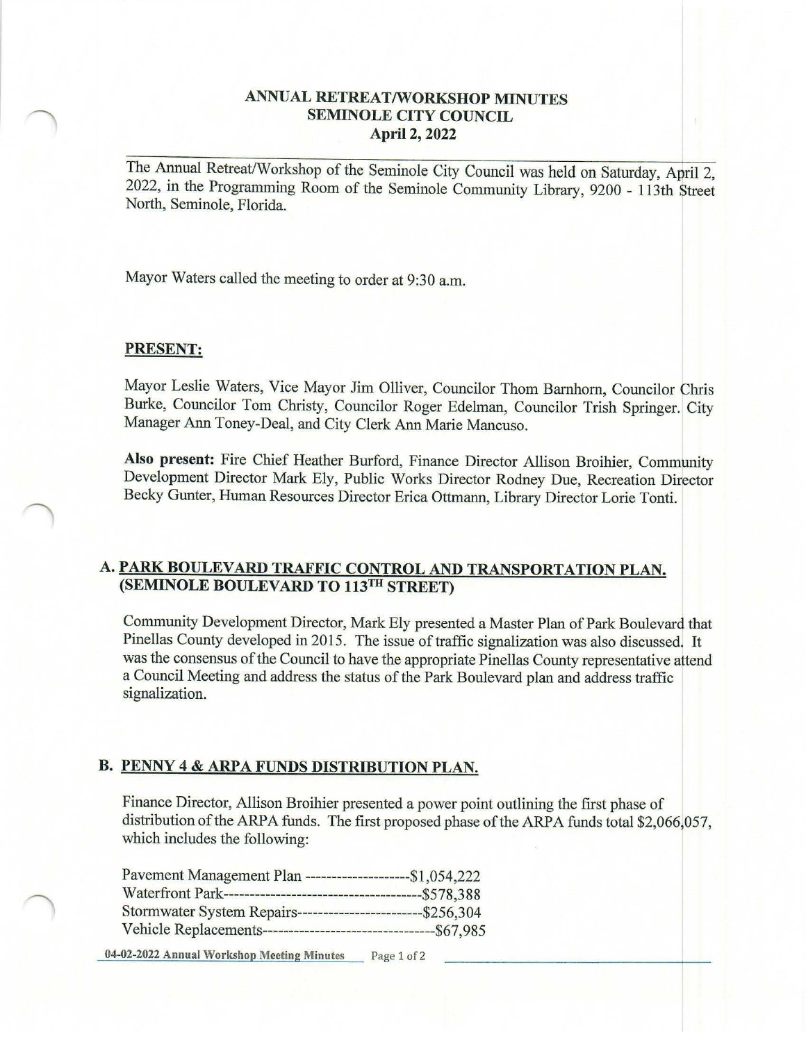# ANNUAL RETREAT/WORKSHOP MINUTES
## SEMINOLE CITY COUNCIL
### April 2, 2022

The Annual Retreat/Workshop of the Seminole City Council was held on Saturday, April 2, 2022, in the Programming Room of the Seminole Community Library, 9200 - 113th Street North, Seminole, Florida.

Mayor Waters called the meeting to order at 9:30 a.m.

**PRESENT:**

Mayor Leslie Waters, Vice Mayor Jim Olliver, Councilor Thom Barnhorn, Councilor Chris Burke, Councilor Tom Christy, Councilor Roger Edelman, Councilor Trish Springer. City Manager Ann Toney-Deal, and City Clerk Ann Marie Mancuso.

**Also present:** Fire Chief Heather Burford, Finance Director Allison Broihier, Community Development Director Mark Ely, Public Works Director Rodney Due, Recreation Director Becky Gunter, Human Resources Director Erica Ottmann, Library Director Lorie Tonti.

## A. PARK BOULEVARD TRAFFIC CONTROL AND TRANSPORTATION PLAN. (SEMINOLE BOULEVARD TO 113TH STREET)

Community Development Director, Mark Ely presented a Master Plan of Park Boulevard that Pinellas County developed in 2015. The issue of traffic signalization was also discussed. It was the consensus of the Council to have the appropriate Pinellas County representative attend a Council Meeting and address the status of the Park Boulevard plan and address traffic signalization.

## B. PENNY 4 & ARPA FUNDS DISTRIBUTION PLAN.

Finance Director, Allison Broihier presented a power point outlining the first phase of distribution of the ARPA funds. The first proposed phase of the ARPA funds total $2,066,057, which includes the following:

Pavement Management Plan --------------------$1,054,222
Waterfront Park--------------------------------------$578,388
Stormwater System Repairs------------------------$256,304
Vehicle Replacements---------------------------------$67,985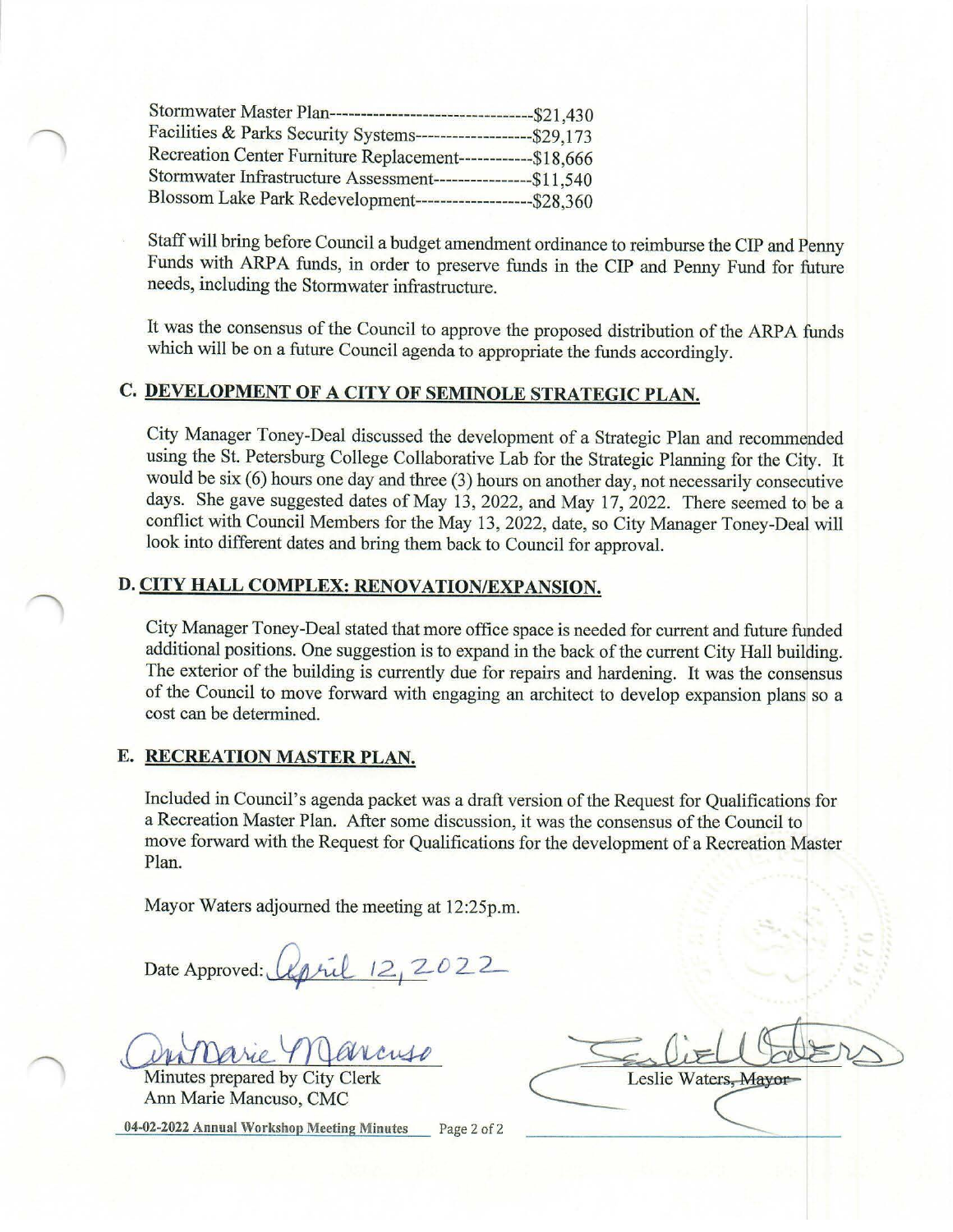Stormwater Master Plan---------------------------------$21,430
Facilities & Parks Security Systems-------------------$29,173
Recreation Center Furniture Replacement------------$18,666
Stormwater Infrastructure Assessment----------------$11,540
Blossom Lake Park Redevelopment-------------------$28,360

Staff will bring before Council a budget amendment ordinance to reimburse the CIP and Penny Funds with ARPA funds, in order to preserve funds in the CIP and Penny Fund for future needs, including the Stormwater infrastructure.

It was the consensus of the Council to approve the proposed distribution of the ARPA funds which will be on a future Council agenda to appropriate the funds accordingly.

## C. DEVELOPMENT OF A CITY OF SEMINOLE STRATEGIC PLAN.

City Manager Toney-Deal discussed the development of a Strategic Plan and recommended using the St. Petersburg College Collaborative Lab for the Strategic Planning for the City. It would be six (6) hours one day and three (3) hours on another day, not necessarily consecutive days. She gave suggested dates of May 13, 2022, and May 17, 2022. There seemed to be a conflict with Council Members for the May 13, 2022, date, so City Manager Toney-Deal will look into different dates and bring them back to Council for approval.

## D. CITY HALL COMPLEX: RENOVATION/EXPANSION.

City Manager Toney-Deal stated that more office space is needed for current and future funded additional positions. One suggestion is to expand in the back of the current City Hall building. The exterior of the building is currently due for repairs and hardening. It was the consensus of the Council to move forward with engaging an architect to develop expansion plans so a cost can be determined.

## E. RECREATION MASTER PLAN.

Included in Council's agenda packet was a draft version of the Request for Qualifications for a Recreation Master Plan. After some discussion, it was the consensus of the Council to move forward with the Request for Qualifications for the development of a Recreation Master Plan.

Mayor Waters adjourned the meeting at 12:25p.m.

Date Approved: April 12, 2022

Ann Marie Mancuso
Minutes prepared by City Clerk
Ann Marie Mancuso, CMC

Leslie Waters
Leslie Waters, Mayor

04-02-2022 Annual Workshop Meeting Minutes